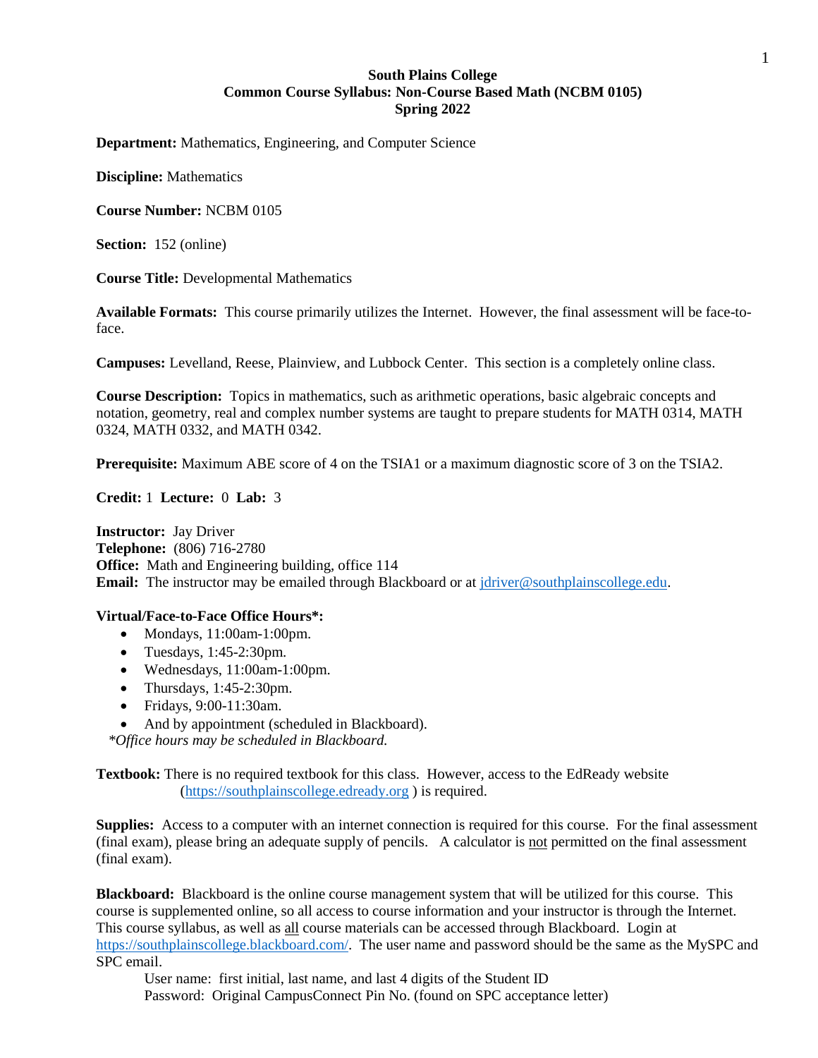# South Plains College
## Common Course Syllabus: Non-Course Based Math (NCBM 0105)
## Spring 2022

**Department:** Mathematics, Engineering, and Computer Science

**Discipline:** Mathematics

**Course Number:** NCBM 0105

**Section:** 152 (online)

**Course Title:** Developmental Mathematics

**Available Formats:** This course primarily utilizes the Internet. However, the final assessment will be face-to-face.

**Campuses:** Levelland, Reese, Plainview, and Lubbock Center. This section is a completely online class.

**Course Description:** Topics in mathematics, such as arithmetic operations, basic algebraic concepts and notation, geometry, real and complex number systems are taught to prepare students for MATH 0314, MATH 0324, MATH 0332, and MATH 0342.

**Prerequisite:** Maximum ABE score of 4 on the TSIA1 or a maximum diagnostic score of 3 on the TSIA2.

**Credit:** 1 **Lecture:** 0 **Lab:** 3

**Instructor:** Jay Driver
**Telephone:** (806) 716-2780
**Office:** Math and Engineering building, office 114
**Email:** The instructor may be emailed through Blackboard or at jdriver@southplainscollege.edu.

**Virtual/Face-to-Face Office Hours*:**

- Mondays, 11:00am-1:00pm.
- Tuesdays, 1:45-2:30pm.
- Wednesdays, 11:00am-1:00pm.
- Thursdays, 1:45-2:30pm.
- Fridays, 9:00-11:30am.
- And by appointment (scheduled in Blackboard).

*\*Office hours may be scheduled in Blackboard.*

**Textbook:** There is no required textbook for this class. However, access to the EdReady website (https://southplainscollege.edready.org ) is required.

**Supplies:** Access to a computer with an internet connection is required for this course. For the final assessment (final exam), please bring an adequate supply of pencils. A calculator is not permitted on the final assessment (final exam).

**Blackboard:** Blackboard is the online course management system that will be utilized for this course. This course is supplemented online, so all access to course information and your instructor is through the Internet. This course syllabus, as well as all course materials can be accessed through Blackboard. Login at https://southplainscollege.blackboard.com/. The user name and password should be the same as the MySPC and SPC email.

User name: first initial, last name, and last 4 digits of the Student ID
Password: Original CampusConnect Pin No. (found on SPC acceptance letter)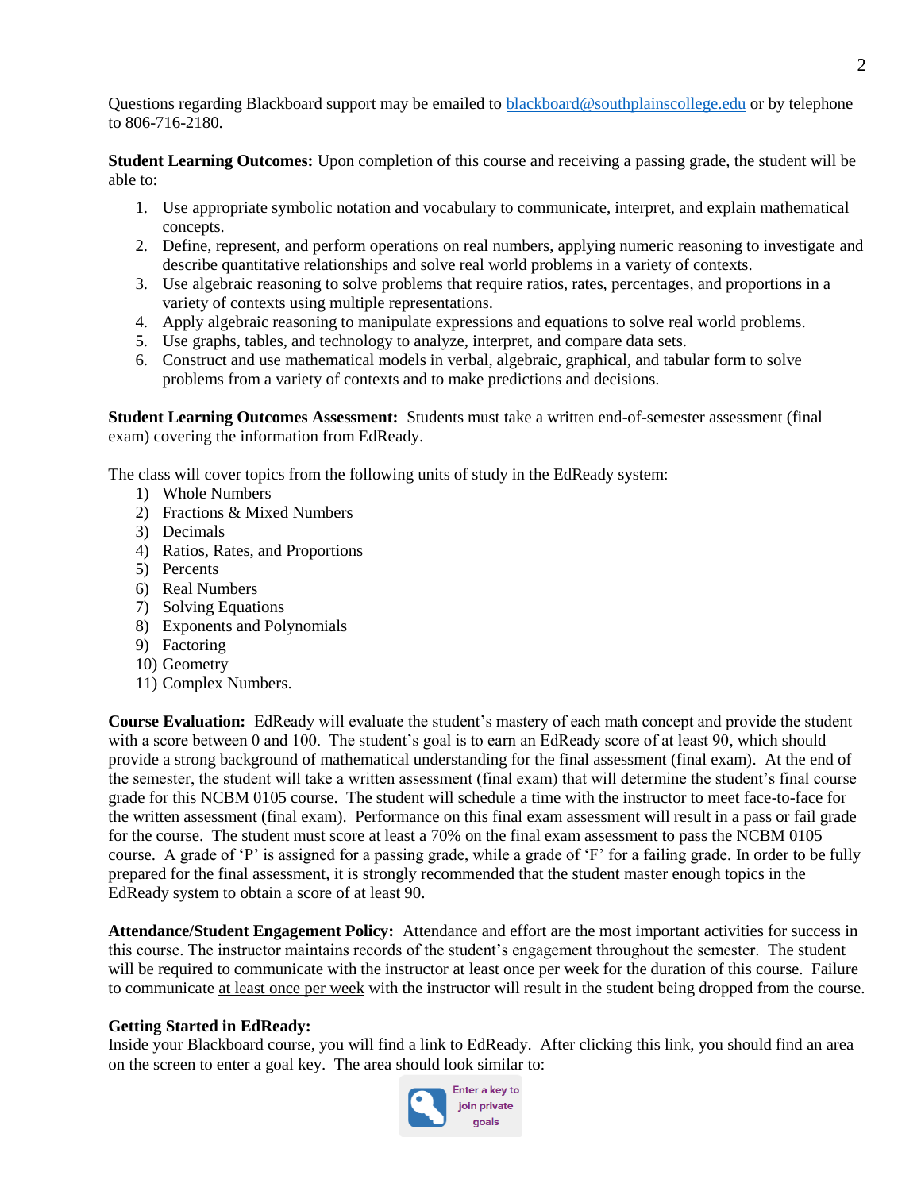Questions regarding Blackboard support may be emailed to blackboard@southplainscollege.edu or by telephone to 806-716-2180.

**Student Learning Outcomes:** Upon completion of this course and receiving a passing grade, the student will be able to:

1. Use appropriate symbolic notation and vocabulary to communicate, interpret, and explain mathematical concepts.
2. Define, represent, and perform operations on real numbers, applying numeric reasoning to investigate and describe quantitative relationships and solve real world problems in a variety of contexts.
3. Use algebraic reasoning to solve problems that require ratios, rates, percentages, and proportions in a variety of contexts using multiple representations.
4. Apply algebraic reasoning to manipulate expressions and equations to solve real world problems.
5. Use graphs, tables, and technology to analyze, interpret, and compare data sets.
6. Construct and use mathematical models in verbal, algebraic, graphical, and tabular form to solve problems from a variety of contexts and to make predictions and decisions.

**Student Learning Outcomes Assessment:** Students must take a written end-of-semester assessment (final exam) covering the information from EdReady.

The class will cover topics from the following units of study in the EdReady system:

1) Whole Numbers
2) Fractions & Mixed Numbers
3) Decimals
4) Ratios, Rates, and Proportions
5) Percents
6) Real Numbers
7) Solving Equations
8) Exponents and Polynomials
9) Factoring
10) Geometry
11) Complex Numbers.

**Course Evaluation:** EdReady will evaluate the student's mastery of each math concept and provide the student with a score between 0 and 100. The student's goal is to earn an EdReady score of at least 90, which should provide a strong background of mathematical understanding for the final assessment (final exam). At the end of the semester, the student will take a written assessment (final exam) that will determine the student's final course grade for this NCBM 0105 course. The student will schedule a time with the instructor to meet face-to-face for the written assessment (final exam). Performance on this final exam assessment will result in a pass or fail grade for the course. The student must score at least a 70% on the final exam assessment to pass the NCBM 0105 course. A grade of 'P' is assigned for a passing grade, while a grade of 'F' for a failing grade. In order to be fully prepared for the final assessment, it is strongly recommended that the student master enough topics in the EdReady system to obtain a score of at least 90.

**Attendance/Student Engagement Policy:** Attendance and effort are the most important activities for success in this course. The instructor maintains records of the student's engagement throughout the semester. The student will be required to communicate with the instructor at least once per week for the duration of this course. Failure to communicate at least once per week with the instructor will result in the student being dropped from the course.

**Getting Started in EdReady:**
Inside your Blackboard course, you will find a link to EdReady. After clicking this link, you should find an area on the screen to enter a goal key. The area should look similar to:

Enter a key to join private goals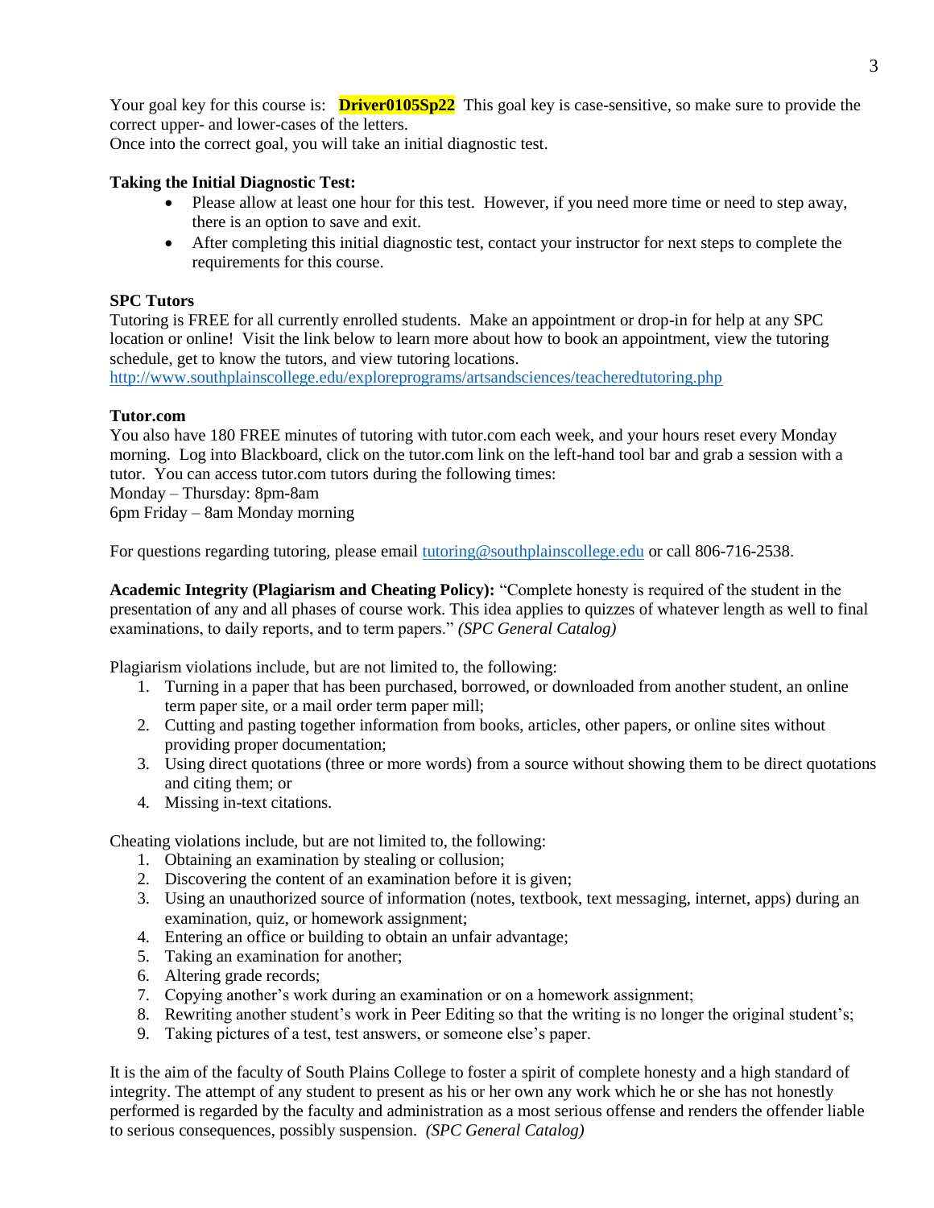Your goal key for this course is: **Driver0105Sp22** This goal key is case-sensitive, so make sure to provide the correct upper- and lower-cases of the letters.
Once into the correct goal, you will take an initial diagnostic test.

**Taking the Initial Diagnostic Test:**

- Please allow at least one hour for this test. However, if you need more time or need to step away, there is an option to save and exit.
- After completing this initial diagnostic test, contact your instructor for next steps to complete the requirements for this course.

**SPC Tutors**
Tutoring is FREE for all currently enrolled students. Make an appointment or drop-in for help at any SPC location or online! Visit the link below to learn more about how to book an appointment, view the tutoring schedule, get to know the tutors, and view tutoring locations.
http://www.southplainscollege.edu/exploreprograms/artsandsciences/teacheredtutoring.php

**Tutor.com**
You also have 180 FREE minutes of tutoring with tutor.com each week, and your hours reset every Monday morning. Log into Blackboard, click on the tutor.com link on the left-hand tool bar and grab a session with a tutor. You can access tutor.com tutors during the following times:
Monday – Thursday: 8pm-8am
6pm Friday – 8am Monday morning

For questions regarding tutoring, please email tutoring@southplainscollege.edu or call 806-716-2538.

**Academic Integrity (Plagiarism and Cheating Policy):** "Complete honesty is required of the student in the presentation of any and all phases of course work. This idea applies to quizzes of whatever length as well to final examinations, to daily reports, and to term papers." *(SPC General Catalog)*

Plagiarism violations include, but are not limited to, the following:

1. Turning in a paper that has been purchased, borrowed, or downloaded from another student, an online term paper site, or a mail order term paper mill;
2. Cutting and pasting together information from books, articles, other papers, or online sites without providing proper documentation;
3. Using direct quotations (three or more words) from a source without showing them to be direct quotations and citing them; or
4. Missing in-text citations.

Cheating violations include, but are not limited to, the following:

1. Obtaining an examination by stealing or collusion;
2. Discovering the content of an examination before it is given;
3. Using an unauthorized source of information (notes, textbook, text messaging, internet, apps) during an examination, quiz, or homework assignment;
4. Entering an office or building to obtain an unfair advantage;
5. Taking an examination for another;
6. Altering grade records;
7. Copying another's work during an examination or on a homework assignment;
8. Rewriting another student's work in Peer Editing so that the writing is no longer the original student's;
9. Taking pictures of a test, test answers, or someone else's paper.

It is the aim of the faculty of South Plains College to foster a spirit of complete honesty and a high standard of integrity. The attempt of any student to present as his or her own any work which he or she has not honestly performed is regarded by the faculty and administration as a most serious offense and renders the offender liable to serious consequences, possibly suspension. *(SPC General Catalog)*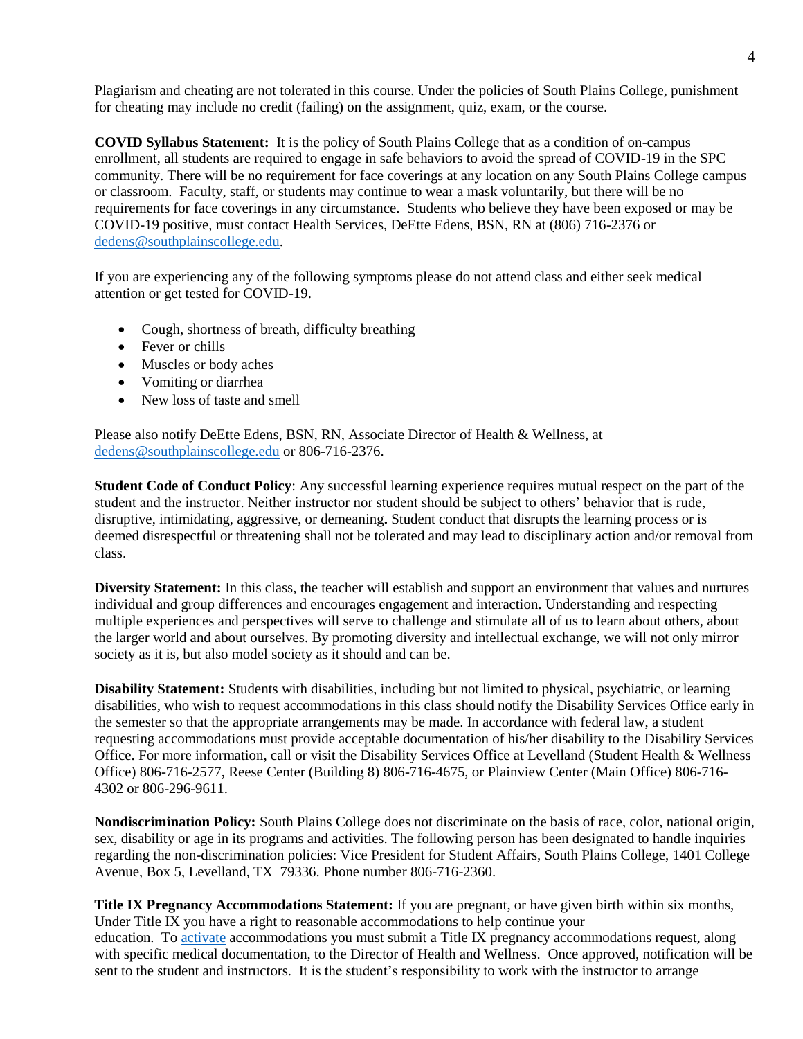Plagiarism and cheating are not tolerated in this course. Under the policies of South Plains College, punishment for cheating may include no credit (failing) on the assignment, quiz, exam, or the course.

**COVID Syllabus Statement:** It is the policy of South Plains College that as a condition of on-campus enrollment, all students are required to engage in safe behaviors to avoid the spread of COVID-19 in the SPC community. There will be no requirement for face coverings at any location on any South Plains College campus or classroom. Faculty, staff, or students may continue to wear a mask voluntarily, but there will be no requirements for face coverings in any circumstance. Students who believe they have been exposed or may be COVID-19 positive, must contact Health Services, DeEtte Edens, BSN, RN at (806) 716-2376 or dedens@southplainscollege.edu.

If you are experiencing any of the following symptoms please do not attend class and either seek medical attention or get tested for COVID-19.

- Cough, shortness of breath, difficulty breathing
- Fever or chills
- Muscles or body aches
- Vomiting or diarrhea
- New loss of taste and smell

Please also notify DeEtte Edens, BSN, RN, Associate Director of Health & Wellness, at dedens@southplainscollege.edu or 806-716-2376.

**Student Code of Conduct Policy**: Any successful learning experience requires mutual respect on the part of the student and the instructor. Neither instructor nor student should be subject to others' behavior that is rude, disruptive, intimidating, aggressive, or demeaning**.** Student conduct that disrupts the learning process or is deemed disrespectful or threatening shall not be tolerated and may lead to disciplinary action and/or removal from class.

**Diversity Statement:** In this class, the teacher will establish and support an environment that values and nurtures individual and group differences and encourages engagement and interaction. Understanding and respecting multiple experiences and perspectives will serve to challenge and stimulate all of us to learn about others, about the larger world and about ourselves. By promoting diversity and intellectual exchange, we will not only mirror society as it is, but also model society as it should and can be.

**Disability Statement:** Students with disabilities, including but not limited to physical, psychiatric, or learning disabilities, who wish to request accommodations in this class should notify the Disability Services Office early in the semester so that the appropriate arrangements may be made. In accordance with federal law, a student requesting accommodations must provide acceptable documentation of his/her disability to the Disability Services Office. For more information, call or visit the Disability Services Office at Levelland (Student Health & Wellness Office) 806-716-2577, Reese Center (Building 8) 806-716-4675, or Plainview Center (Main Office) 806-716-4302 or 806-296-9611.

**Nondiscrimination Policy:** South Plains College does not discriminate on the basis of race, color, national origin, sex, disability or age in its programs and activities. The following person has been designated to handle inquiries regarding the non-discrimination policies: Vice President for Student Affairs, South Plains College, 1401 College Avenue, Box 5, Levelland, TX 79336. Phone number 806-716-2360.

**Title IX Pregnancy Accommodations Statement:** If you are pregnant, or have given birth within six months, Under Title IX you have a right to reasonable accommodations to help continue your education. To activate accommodations you must submit a Title IX pregnancy accommodations request, along with specific medical documentation, to the Director of Health and Wellness. Once approved, notification will be sent to the student and instructors. It is the student's responsibility to work with the instructor to arrange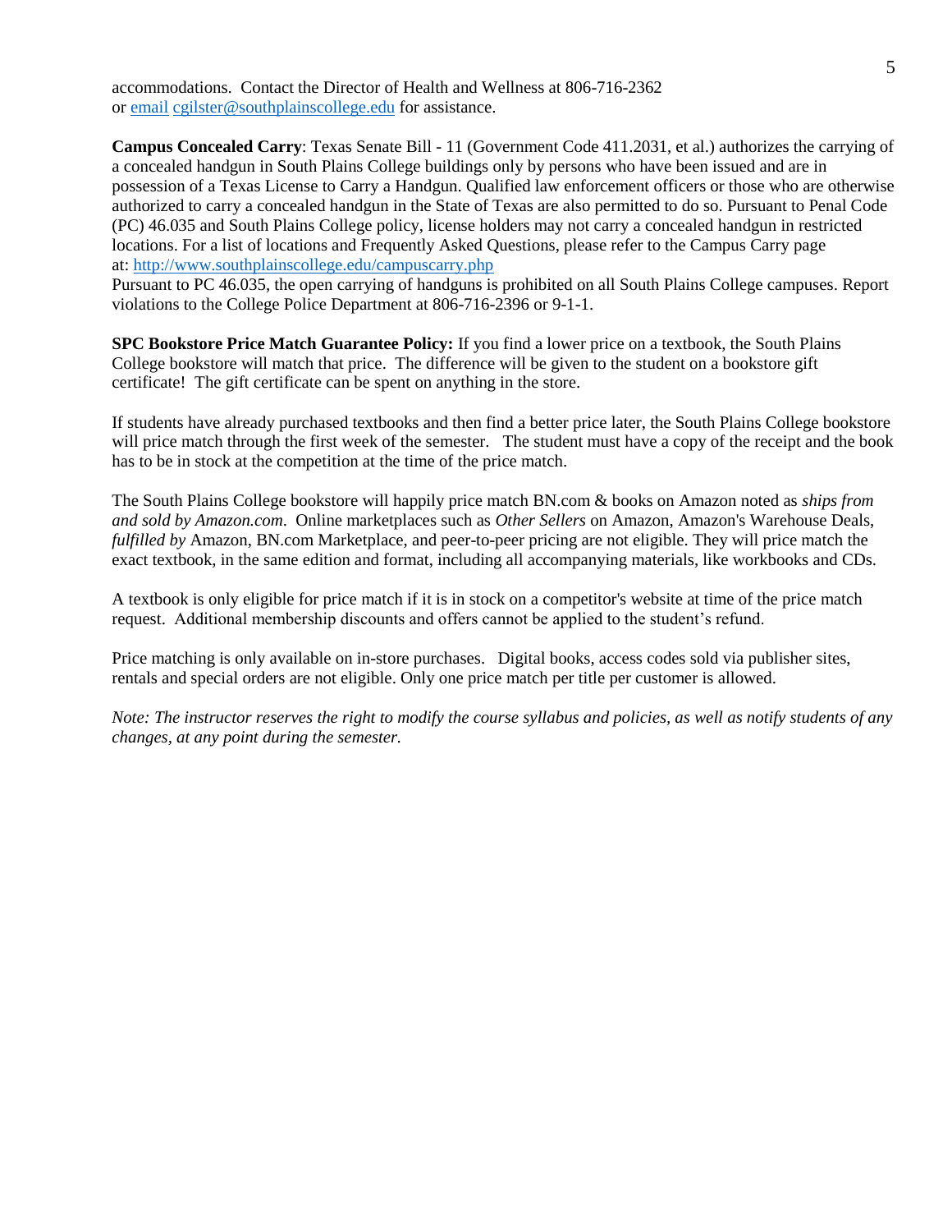accommodations. Contact the Director of Health and Wellness at 806-716-2362 or email cgilster@southplainscollege.edu for assistance.

**Campus Concealed Carry**: Texas Senate Bill - 11 (Government Code 411.2031, et al.) authorizes the carrying of a concealed handgun in South Plains College buildings only by persons who have been issued and are in possession of a Texas License to Carry a Handgun. Qualified law enforcement officers or those who are otherwise authorized to carry a concealed handgun in the State of Texas are also permitted to do so. Pursuant to Penal Code (PC) 46.035 and South Plains College policy, license holders may not carry a concealed handgun in restricted locations. For a list of locations and Frequently Asked Questions, please refer to the Campus Carry page at: http://www.southplainscollege.edu/campuscarry.php

Pursuant to PC 46.035, the open carrying of handguns is prohibited on all South Plains College campuses. Report violations to the College Police Department at 806-716-2396 or 9-1-1.

**SPC Bookstore Price Match Guarantee Policy:** If you find a lower price on a textbook, the South Plains College bookstore will match that price. The difference will be given to the student on a bookstore gift certificate! The gift certificate can be spent on anything in the store.

If students have already purchased textbooks and then find a better price later, the South Plains College bookstore will price match through the first week of the semester. The student must have a copy of the receipt and the book has to be in stock at the competition at the time of the price match.

The South Plains College bookstore will happily price match BN.com & books on Amazon noted as *ships from and sold by Amazon.com*. Online marketplaces such as *Other Sellers* on Amazon, Amazon's Warehouse Deals, *fulfilled by* Amazon, BN.com Marketplace, and peer-to-peer pricing are not eligible. They will price match the exact textbook, in the same edition and format, including all accompanying materials, like workbooks and CDs.

A textbook is only eligible for price match if it is in stock on a competitor's website at time of the price match request. Additional membership discounts and offers cannot be applied to the student's refund.

Price matching is only available on in-store purchases. Digital books, access codes sold via publisher sites, rentals and special orders are not eligible. Only one price match per title per customer is allowed.

*Note: The instructor reserves the right to modify the course syllabus and policies, as well as notify students of any changes, at any point during the semester.*